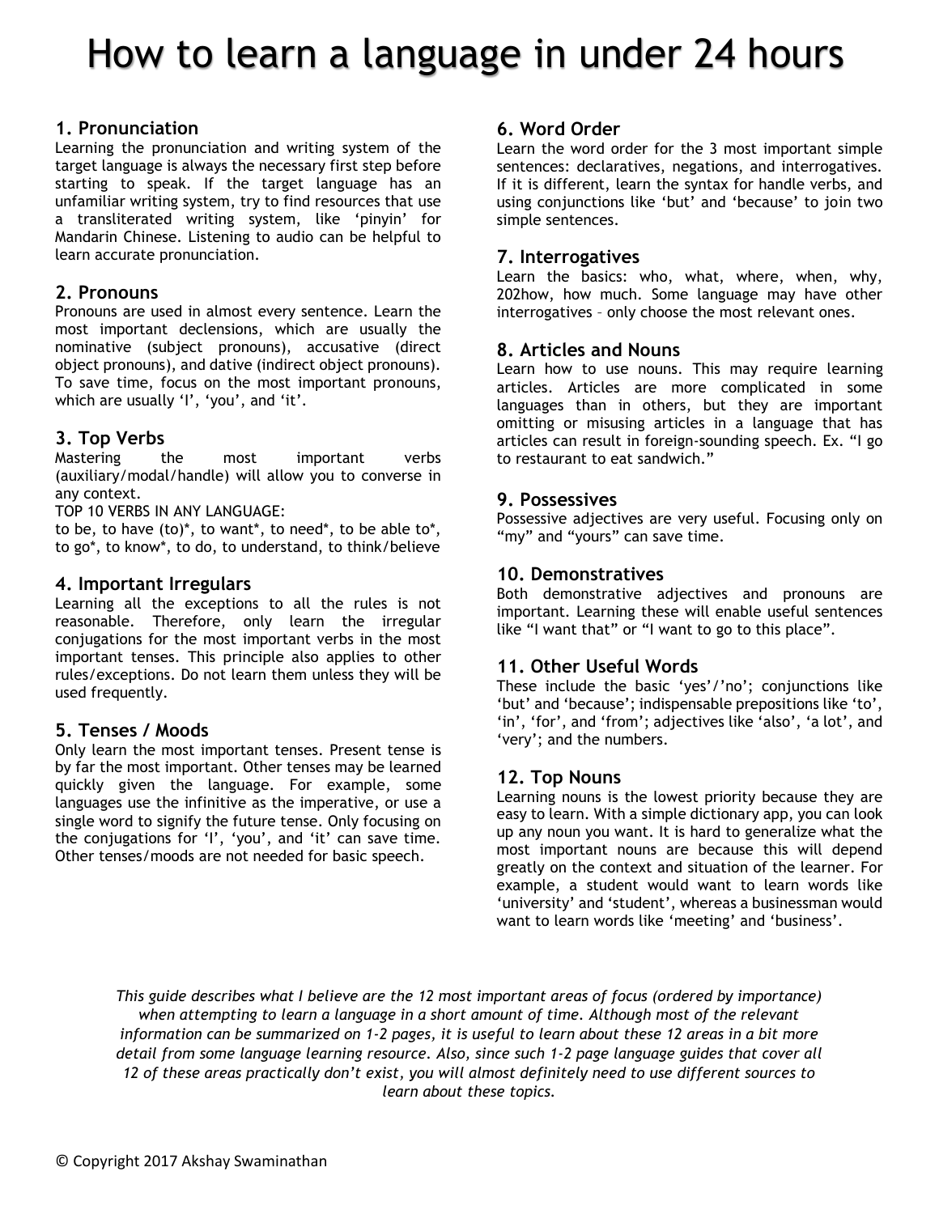# How to learn a language in under 24 hours

## 1. Pronunciation

Learning the pronunciation and writing system of the target language is always the necessary first step before starting to speak. If the target language has an unfamiliar writing system, try to find resources that use a transliterated writing system, like 'pinyin' for Mandarin Chinese. Listening to audio can be helpful to learn accurate pronunciation.

## 2. Pronouns

Pronouns are used in almost every sentence. Learn the most important declensions, which are usually the nominative (subject pronouns), accusative (direct object pronouns), and dative (indirect object pronouns). To save time, focus on the most important pronouns, which are usually 'I', 'you', and 'it'.

## 3. Top Verbs

Mastering the most important verbs (auxiliary/modal/handle) will allow you to converse in any context.

TOP 10 VERBS IN ANY LANGUAGE:

to be, to have (to)*, to want*, to need*, to be able to*, to go*, to know*, to do, to understand, to think/believe

## 4. Important Irregulars

Learning all the exceptions to all the rules is not reasonable. Therefore, only learn the irregular conjugations for the most important verbs in the most important tenses. This principle also applies to other rules/exceptions. Do not learn them unless they will be used frequently.

## 5. Tenses / Moods

Only learn the most important tenses. Present tense is by far the most important. Other tenses may be learned quickly given the language. For example, some languages use the infinitive as the imperative, or use a single word to signify the future tense. Only focusing on the conjugations for 'I', 'you', and 'it' can save time. Other tenses/moods are not needed for basic speech.

## 6. Word Order

Learn the word order for the 3 most important simple sentences: declaratives, negations, and interrogatives. If it is different, learn the syntax for handle verbs, and using conjunctions like 'but' and 'because' to join two simple sentences.

## 7. Interrogatives

Learn the basics: who, what, where, when, why, 202how, how much. Some language may have other interrogatives – only choose the most relevant ones.

## 8. Articles and Nouns

Learn how to use nouns. This may require learning articles. Articles are more complicated in some languages than in others, but they are important omitting or misusing articles in a language that has articles can result in foreign-sounding speech. Ex. "I go to restaurant to eat sandwich."

## 9. Possessives

Possessive adjectives are very useful. Focusing only on "my" and "yours" can save time.

## 10. Demonstratives

Both demonstrative adjectives and pronouns are important. Learning these will enable useful sentences like "I want that" or "I want to go to this place".

## 11. Other Useful Words

These include the basic 'yes'/'no'; conjunctions like 'but' and 'because'; indispensable prepositions like 'to', 'in', 'for', and 'from'; adjectives like 'also', 'a lot', and 'very'; and the numbers.

## 12. Top Nouns

Learning nouns is the lowest priority because they are easy to learn. With a simple dictionary app, you can look up any noun you want. It is hard to generalize what the most important nouns are because this will depend greatly on the context and situation of the learner. For example, a student would want to learn words like 'university' and 'student', whereas a businessman would want to learn words like 'meeting' and 'business'.

*This guide describes what I believe are the 12 most important areas of focus (ordered by importance) when attempting to learn a language in a short amount of time. Although most of the relevant information can be summarized on 1-2 pages, it is useful to learn about these 12 areas in a bit more detail from some language learning resource. Also, since such 1-2 page language guides that cover all 12 of these areas practically don't exist, you will almost definitely need to use different sources to learn about these topics.*

© Copyright 2017 Akshay Swaminathan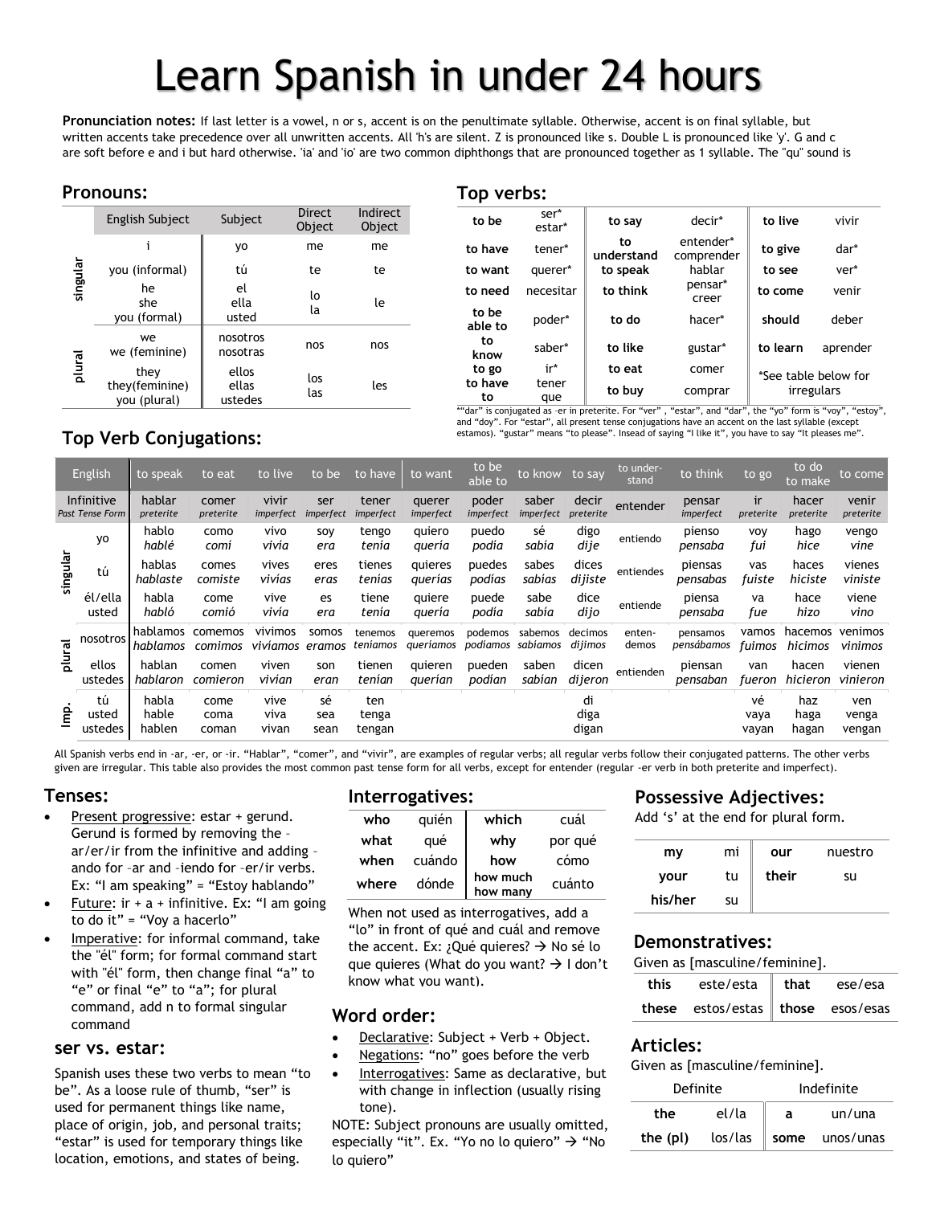# Learn Spanish in under 24 hours

**Pronunciation notes:** If last letter is a vowel, n or s, accent is on the penultimate syllable. Otherwise, accent is on final syllable, but written accents take precedence over all unwritten accents. All 'h's are silent. Z is pronounced like s. Double L is pronounced like 'y'. G and c are soft before e and i but hard otherwise. 'ia' and 'io' are two common diphthongs that are pronounced together as 1 syllable. The "qu" sound is

## Pronouns:

| | English Subject | Subject | Direct Object | Indirect Object |
|---|---|---|---|---|
| singular | i | yo | me | me |
| | you (informal) | tú | te | te |
| | he<br>she<br>you (formal) | el<br>ella<br>usted | lo<br>la | le |
| plural | we<br>we (feminine) | nosotros<br>nosotras | nos | nos |
| | they<br>they(feminine)<br>you (plural) | ellos<br>ellas<br>ustedes | los<br>las | les |

## Top verbs:

| | | | | | |
|---|---|---|---|---|---|
| **to be** | ser*<br>estar* | **to say** | decir* | **to live** | vivir |
| **to have** | tener* | **to understand** | entender*<br>comprender | **to give** | dar* |
| **to want** | querer* | **to speak** | hablar | **to see** | ver* |
| **to need** | necesitar | **to think** | pensar*<br>creer | **to come** | venir |
| **to be able to** | poder* | **to do** | hacer* | **should** | deber |
| **to know** | saber* | **to like** | gustar* | **to learn** | aprender |
| **to go** | ir* | **to eat** | comer | *See table below for irregulars | |
| **to have to** | tener que | **to buy** | comprar | | |

*"dar" is conjugated as –er in preterite. For "ver" , "estar", and "dar", the "yo" form is "voy", "estoy", and "doy". For "estar", all present tense conjugations have an accent on the last syllable (except estamos). "gustar" means "to please". Insead of saying "I like it", you have to say "It pleases me".

## Top Verb Conjugations:

| | English | to speak | to eat | to live | to be | to have | to want | to be able to | to know | to say | to under-stand | to think | to go | to do to make | to come |
|---|---|---|---|---|---|---|---|---|---|---|---|---|---|---|---|
| | Infinitive<br>*Past Tense Form* | hablar<br>*preterite* | comer<br>*preterite* | vivir<br>*imperfect* | ser<br>*imperfect* | tener<br>*imperfect* | querer<br>*imperfect* | poder<br>*imperfect* | saber<br>*imperfect* | decir<br>*preterite* | entender | pensar<br>*imperfect* | ir<br>*preterite* | hacer<br>*preterite* | venir<br>*preterite* |
| singular | yo | hablo<br>*hablé* | como<br>*comí* | vivo<br>*vivía* | soy<br>*era* | tengo<br>*tenía* | quiero<br>*quería* | puedo<br>*podía* | sé<br>*sabía* | digo<br>*dije* | entiendo | pienso<br>*pensaba* | voy<br>*fui* | hago<br>*hice* | vengo<br>*vine* |
| | tú | hablas<br>*hablaste* | comes<br>*comiste* | vives<br>*vivías* | eres<br>*eras* | tienes<br>*tenías* | quieres<br>*querías* | puedes<br>*podías* | sabes<br>*sabías* | dices<br>*dijiste* | entiendes | piensas<br>*pensabas* | vas<br>*fuiste* | haces<br>*hiciste* | vienes<br>*viniste* |
| | él/ella<br>usted | habla<br>*habló* | come<br>*comió* | vive<br>*vivía* | es<br>*era* | tiene<br>*tenía* | quiere<br>*quería* | puede<br>*podía* | sabe<br>*sabía* | dice<br>*dijo* | entiende | piensa<br>*pensaba* | va<br>*fue* | hace<br>*hizo* | viene<br>*vino* |
| plural | nosotros | hablamos<br>*hablamos* | comemos<br>*comimos* | vivimos<br>*vivíamos* | somos<br>*eramos* | tenemos<br>*teníamos* | queremos<br>*queríamos* | podemos<br>*podíamos* | sabemos<br>*sabíamos* | decimos<br>*dijimos* | enten-demos | pensamos<br>*pensábamos* | vamos<br>*fuimos* | hacemos<br>*hicimos* | venimos<br>*vinimos* |
| | ellos<br>ustedes | hablan<br>*hablaron* | comen<br>*comieron* | viven<br>*vivían* | son<br>*eran* | tienen<br>*tenían* | quieren<br>*querían* | pueden<br>*podían* | saben<br>*sabían* | dicen<br>*dijeron* | entienden | piensan<br>*pensaban* | van<br>*fueron* | hacen<br>*hicieron* | vienen<br>*vinieron* |
| Imp. | tú<br>usted<br>ustedes | habla<br>hable<br>hablen | come<br>coma<br>coman | vive<br>viva<br>vivan | sé<br>sea<br>sean | ten<br>tenga<br>tengan | | | | di<br>diga<br>digan | | | vé<br>vaya<br>vayan | haz<br>haga<br>hagan | ven<br>venga<br>vengan |

All Spanish verbs end in -ar, -er, or -ir. "Hablar", "comer", and "vivir", are examples of regular verbs; all regular verbs follow their conjugated patterns. The other verbs given are irregular. This table also provides the most common past tense form for all verbs, except for entender (regular -er verb in both preterite and imperfect).

## Tenses:

- Present progressive: estar + gerund. Gerund is formed by removing the –ar/er/ir from the infinitive and adding –ando for –ar and –iendo for –er/ir verbs. Ex: "I am speaking" = "Estoy hablando"
- Future: ir + a + infinitive. Ex: "I am going to do it" = "Voy a hacerlo"
- Imperative: for informal command, take the "él" form; for formal command start with "él" form, then change final "a" to "e" or final "e" to "a"; for plural command, add n to formal singular command

### ser vs. estar:

Spanish uses these two verbs to mean "to be". As a loose rule of thumb, "ser" is used for permanent things like name, place of origin, job, and personal traits; "estar" is used for temporary things like location, emotions, and states of being.

## Interrogatives:

| | | | |
|---|---|---|---|
| **who** | quién | **which** | cuál |
| **what** | qué | **why** | por qué |
| **when** | cuándo | **how** | cómo |
| **where** | dónde | **how much**<br>**how many** | cuánto |

When not used as interrogatives, add a "lo" in front of qué and cuál and remove the accent. Ex: ¿Qué quieres? → No sé lo que quieres (What do you want? → I don't know what you want).

## Word order:

- Declarative: Subject + Verb + Object.
- Negations: "no" goes before the verb
- Interrogatives: Same as declarative, but with change in inflection (usually rising tone).

NOTE: Subject pronouns are usually omitted, especially "it". Ex. "Yo no lo quiero" → "No lo quiero"

## Possessive Adjectives:

Add 's' at the end for plural form.

| | | | |
|---|---|---|---|
| **my** | mi | **our** | nuestro |
| **your** | tu | **their** | su |
| **his/her** | su | | |

## Demonstratives:

Given as [masculine/feminine].

| | | | |
|---|---|---|---|
| **this** | este/esta | **that** | ese/esa |
| **these** | estos/estas | **those** | esos/esas |

## Articles:

Given as [masculine/feminine].

| Definite | | Indefinite | |
|---|---|---|---|
| **the** | el/la | **a** | un/una |
| **the (pl)** | los/las | **some** | unos/unas |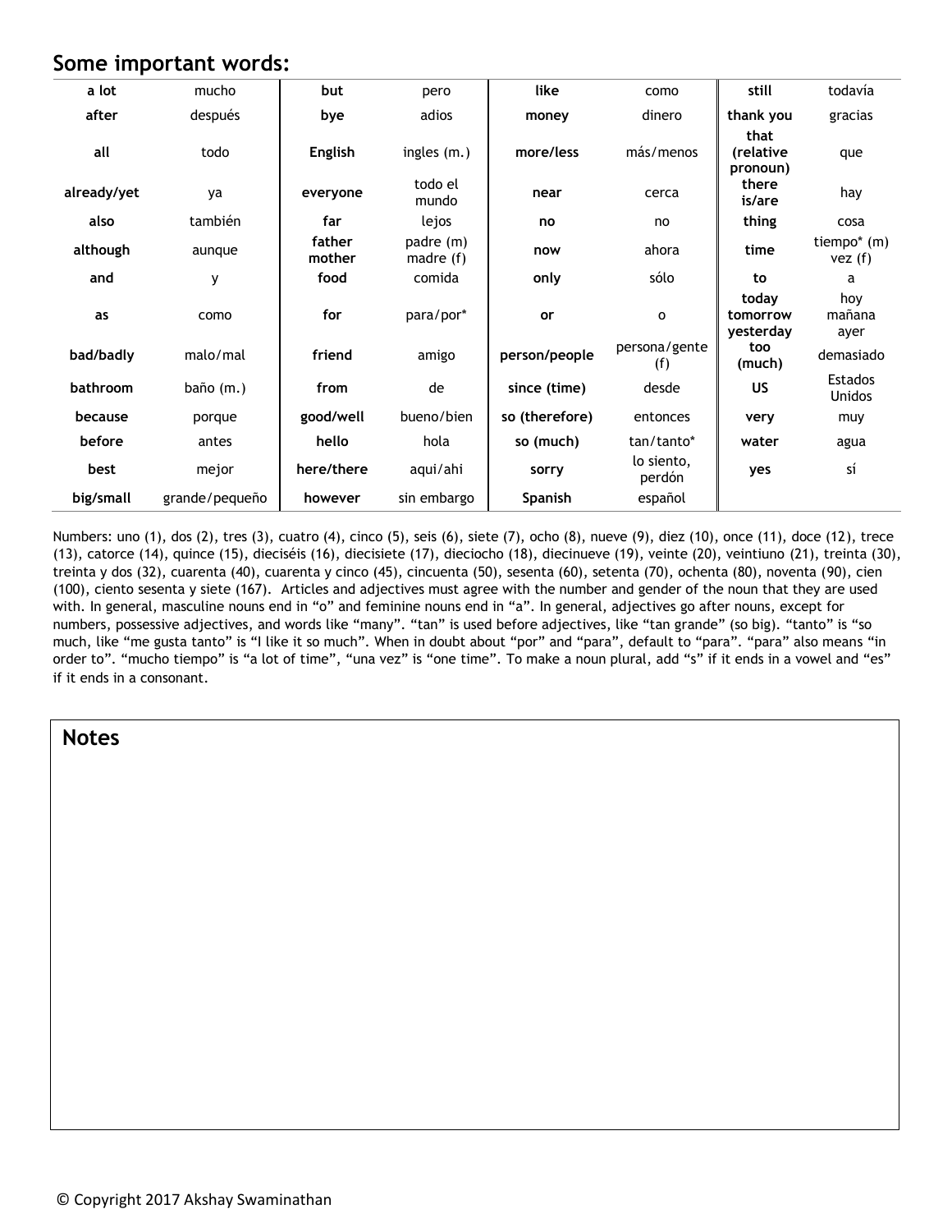## Some important words:

| | | | | | | | |
|---|---|---|---|---|---|---|---|
| **a lot** | mucho | **but** | pero | **like** | como | **still** | todavía |
| **after** | después | **bye** | adios | **money** | dinero | **thank you** | gracias |
| **all** | todo | **English** | ingles (m.) | **more/less** | más/menos | **that (relative pronoun)** | que |
| **already/yet** | ya | **everyone** | todo el mundo | **near** | cerca | **there is/are** | hay |
| **also** | también | **far** | lejos | **no** | no | **thing** | cosa |
| **although** | aunque | **father mother** | padre (m) madre (f) | **now** | ahora | **time** | tiempo* (m) vez (f) |
| **and** | y | **food** | comida | **only** | sólo | **to** | a |
| **as** | como | **for** | para/por* | **or** | o | **today tomorrow yesterday** | hoy mañana ayer |
| **bad/badly** | malo/mal | **friend** | amigo | **person/people** | persona/gente (f) | **too (much)** | demasiado |
| **bathroom** | baño (m.) | **from** | de | **since (time)** | desde | **US** | Estados Unidos |
| **because** | porque | **good/well** | bueno/bien | **so (therefore)** | entonces | **very** | muy |
| **before** | antes | **hello** | hola | **so (much)** | tan/tanto* | **water** | agua |
| **best** | mejor | **here/there** | aqui/ahi | **sorry** | lo siento, perdón | **yes** | sí |
| **big/small** | grande/pequeño | **however** | sin embargo | **Spanish** | español | | |

Numbers: uno (1), dos (2), tres (3), cuatro (4), cinco (5), seis (6), siete (7), ocho (8), nueve (9), diez (10), once (11), doce (12), trece (13), catorce (14), quince (15), dieciséis (16), diecisiete (17), dieciocho (18), diecinueve (19), veinte (20), veintiuno (21), treinta (30), treinta y dos (32), cuarenta (40), cuarenta y cinco (45), cincuenta (50), sesenta (60), setenta (70), ochenta (80), noventa (90), cien (100), ciento sesenta y siete (167). Articles and adjectives must agree with the number and gender of the noun that they are used with. In general, masculine nouns end in "o" and feminine nouns end in "a". In general, adjectives go after nouns, except for numbers, possessive adjectives, and words like "many". "tan" is used before adjectives, like "tan grande" (so big). "tanto" is "so much, like "me gusta tanto" is "I like it so much". When in doubt about "por" and "para", default to "para". "para" also means "in order to". "mucho tiempo" is "a lot of time", "una vez" is "one time". To make a noun plural, add "s" if it ends in a vowel and "es" if it ends in a consonant.

## Notes

© Copyright 2017 Akshay Swaminathan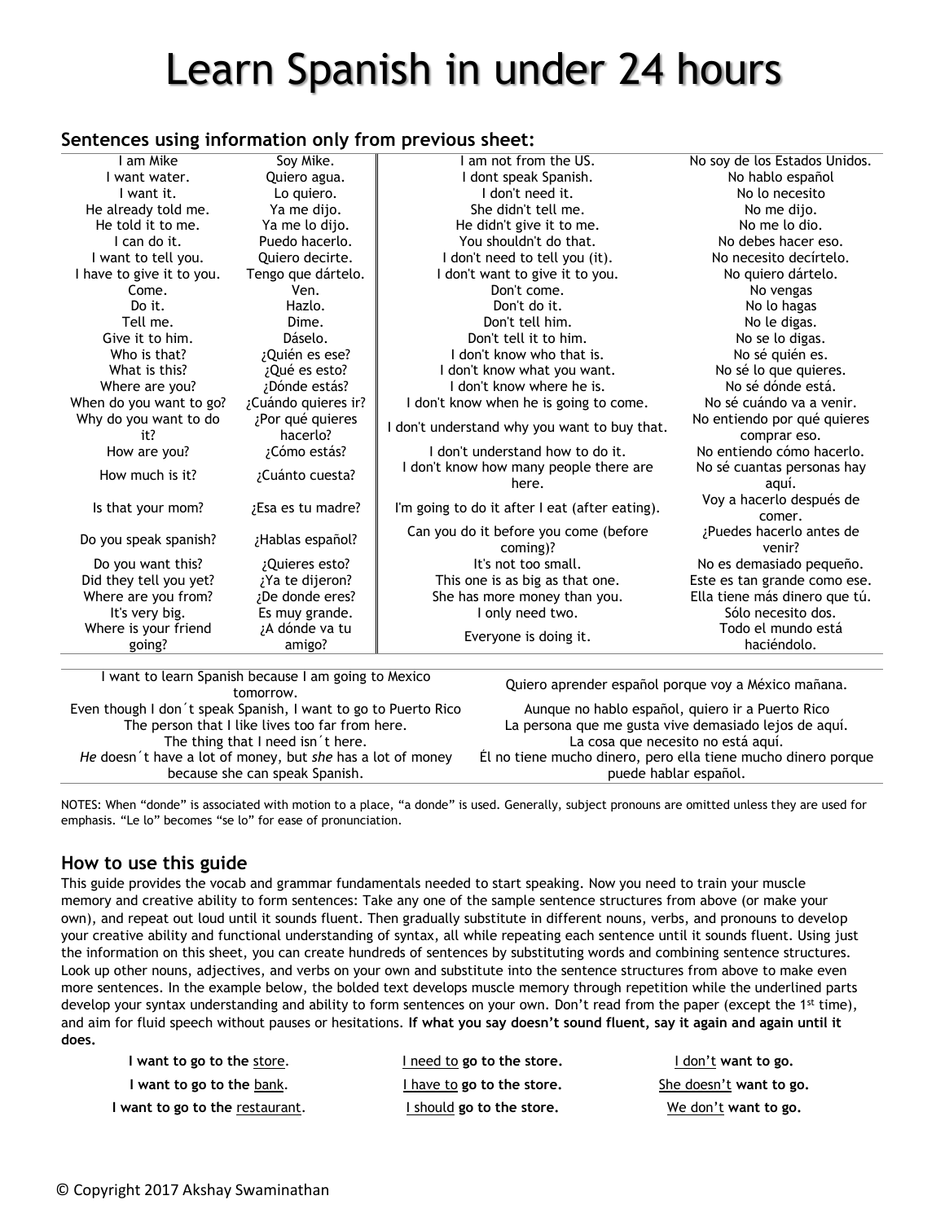# Learn Spanish in under 24 hours

## Sentences using information only from previous sheet:

| | | | |
|---|---|---|---|
| I am Mike | Soy Mike. | I am not from the US. | No soy de los Estados Unidos. |
| I want water. | Quiero agua. | I dont speak Spanish. | No hablo español |
| I want it. | Lo quiero. | I don't need it. | No lo necesito |
| He already told me. | Ya me dijo. | She didn't tell me. | No me dijo. |
| He told it to me. | Ya me lo dijo. | He didn't give it to me. | No me lo dio. |
| I can do it. | Puedo hacerlo. | You shouldn't do that. | No debes hacer eso. |
| I want to tell you. | Quiero decirte. | I don't need to tell you (it). | No necesito decírtelo. |
| I have to give it to you. | Tengo que dártelo. | I don't want to give it to you. | No quiero dártelo. |
| Come. | Ven. | Don't come. | No vengas |
| Do it. | Hazlo. | Don't do it. | No lo hagas |
| Tell me. | Dime. | Don't tell him. | No le digas. |
| Give it to him. | Dáselo. | Don't tell it to him. | No se lo digas. |
| Who is that? | ¿Quién es ese? | I don't know who that is. | No sé quién es. |
| What is this? | ¿Qué es esto? | I don't know what you want. | No sé lo que quieres. |
| Where are you? | ¿Dónde estás? | I don't know where he is. | No sé dónde está. |
| When do you want to go? | ¿Cuándo quieres ir? | I don't know when he is going to come. | No sé cuándo va a venir. |
| Why do you want to do it? | ¿Por qué quieres hacerlo? | I don't understand why you want to buy that. | No entiendo por qué quieres comprar eso. |
| How are you? | ¿Cómo estás? | I don't understand how to do it. | No entiendo cómo hacerlo. |
| How much is it? | ¿Cuánto cuesta? | I don't know how many people there are here. | No sé cuantas personas hay aquí. |
| Is that your mom? | ¿Esa es tu madre? | I'm going to do it after I eat (after eating). | Voy a hacerlo después de comer. |
| Do you speak spanish? | ¿Hablas español? | Can you do it before you come (before coming)? | ¿Puedes hacerlo antes de venir? |
| Do you want this? | ¿Quieres esto? | It's not too small. | No es demasiado pequeño. |
| Did they tell you yet? | ¿Ya te dijeron? | This one is as big as that one. | Este es tan grande como ese. |
| Where are you from? | ¿De donde eres? | She has more money than you. | Ella tiene más dinero que tú. |
| It's very big. | Es muy grande. | I only need two. | Sólo necesito dos. |
| Where is your friend going? | ¿A dónde va tu amigo? | Everyone is doing it. | Todo el mundo está haciéndolo. |

| | |
|---|---|
| I want to learn Spanish because I am going to Mexico tomorrow. | Quiero aprender español porque voy a México mañana. |
| Even though I don´t speak Spanish, I want to go to Puerto Rico | Aunque no hablo español, quiero ir a Puerto Rico |
| The person that I like lives too far from here. | La persona que me gusta vive demasiado lejos de aquí. |
| The thing that I need isn´t here. | La cosa que necesito no está aquí. |
| *He* doesn´t have a lot of money, but *she* has a lot of money because she can speak Spanish. | Él no tiene mucho dinero, pero ella tiene mucho dinero porque puede hablar español. |

NOTES: When "donde" is associated with motion to a place, "a donde" is used. Generally, subject pronouns are omitted unless they are used for emphasis. "Le lo" becomes "se lo" for ease of pronunciation.

## How to use this guide

This guide provides the vocab and grammar fundamentals needed to start speaking. Now you need to train your muscle memory and creative ability to form sentences: Take any one of the sample sentence structures from above (or make your own), and repeat out loud until it sounds fluent. Then gradually substitute in different nouns, verbs, and pronouns to develop your creative ability and functional understanding of syntax, all while repeating each sentence until it sounds fluent. Using just the information on this sheet, you can create hundreds of sentences by substituting words and combining sentence structures. Look up other nouns, adjectives, and verbs on your own and substitute into the sentence structures from above to make even more sentences. In the example below, the bolded text develops muscle memory through repetition while the underlined parts develop your syntax understanding and ability to form sentences on your own. Don't read from the paper (except the 1st time), and aim for fluid speech without pauses or hesitations. **If what you say doesn't sound fluent, say it again and again until it does.**

**I want to go to the** <u>store</u>.  
**I want to go to the** <u>bank</u>.  
**I want to go to the** <u>restaurant</u>.

<u>I need to</u> **go to the store.**  
<u>I have to</u> **go to the store.**  
<u>I should</u> **go to the store.**

<u>I don't</u> **want to go.**  
<u>She doesn't</u> **want to go.**  
<u>We don't</u> **want to go.**

© Copyright 2017 Akshay Swaminathan